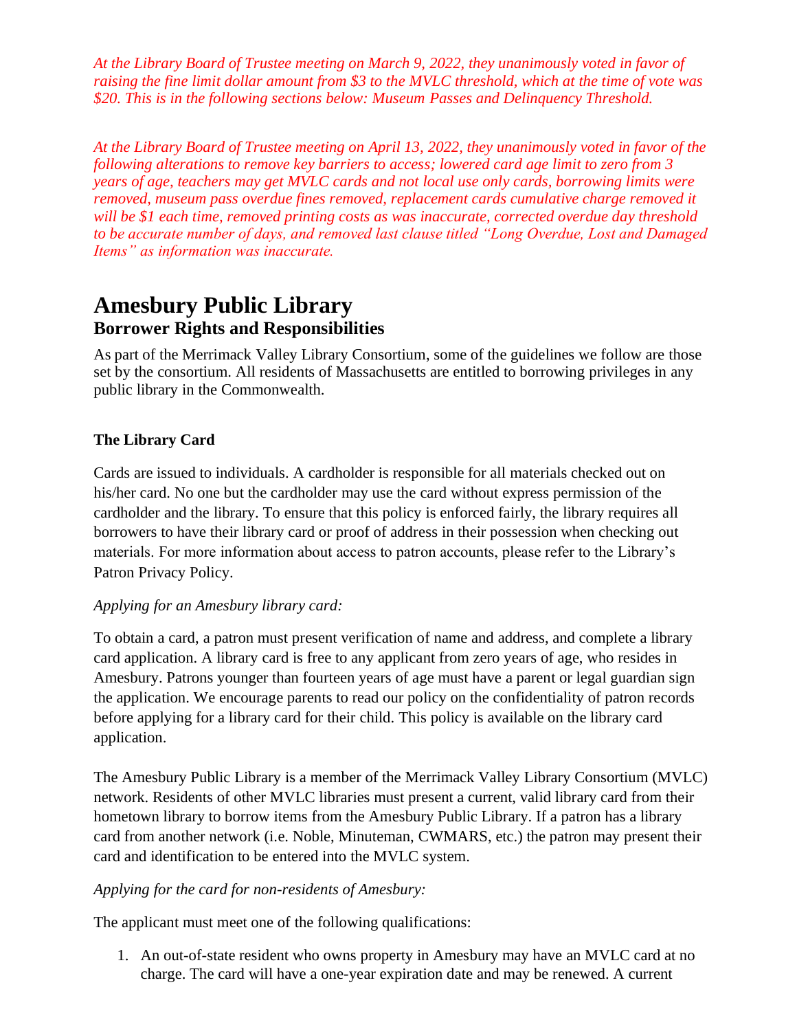*At the Library Board of Trustee meeting on March 9, 2022, they unanimously voted in favor of raising the fine limit dollar amount from $3 to the MVLC threshold, which at the time of vote was $20. This is in the following sections below: Museum Passes and Delinquency Threshold.*

*At the Library Board of Trustee meeting on April 13, 2022, they unanimously voted in favor of the following alterations to remove key barriers to access; lowered card age limit to zero from 3 years of age, teachers may get MVLC cards and not local use only cards, borrowing limits were removed, museum pass overdue fines removed, replacement cards cumulative charge removed it will be $1 each time, removed printing costs as was inaccurate, corrected overdue day threshold to be accurate number of days, and removed last clause titled "Long Overdue, Lost and Damaged Items" as information was inaccurate.*

# Amesbury Public Library

## Borrower Rights and Responsibilities

As part of the Merrimack Valley Library Consortium, some of the guidelines we follow are those set by the consortium. All residents of Massachusetts are entitled to borrowing privileges in any public library in the Commonwealth.

### The Library Card

Cards are issued to individuals. A cardholder is responsible for all materials checked out on his/her card. No one but the cardholder may use the card without express permission of the cardholder and the library. To ensure that this policy is enforced fairly, the library requires all borrowers to have their library card or proof of address in their possession when checking out materials. For more information about access to patron accounts, please refer to the Library's Patron Privacy Policy.

*Applying for an Amesbury library card:*

To obtain a card, a patron must present verification of name and address, and complete a library card application. A library card is free to any applicant from zero years of age, who resides in Amesbury. Patrons younger than fourteen years of age must have a parent or legal guardian sign the application. We encourage parents to read our policy on the confidentiality of patron records before applying for a library card for their child. This policy is available on the library card application.

The Amesbury Public Library is a member of the Merrimack Valley Library Consortium (MVLC) network. Residents of other MVLC libraries must present a current, valid library card from their hometown library to borrow items from the Amesbury Public Library. If a patron has a library card from another network (i.e. Noble, Minuteman, CWMARS, etc.) the patron may present their card and identification to be entered into the MVLC system.

*Applying for the card for non-residents of Amesbury:*

The applicant must meet one of the following qualifications:

1. An out-of-state resident who owns property in Amesbury may have an MVLC card at no charge. The card will have a one-year expiration date and may be renewed. A current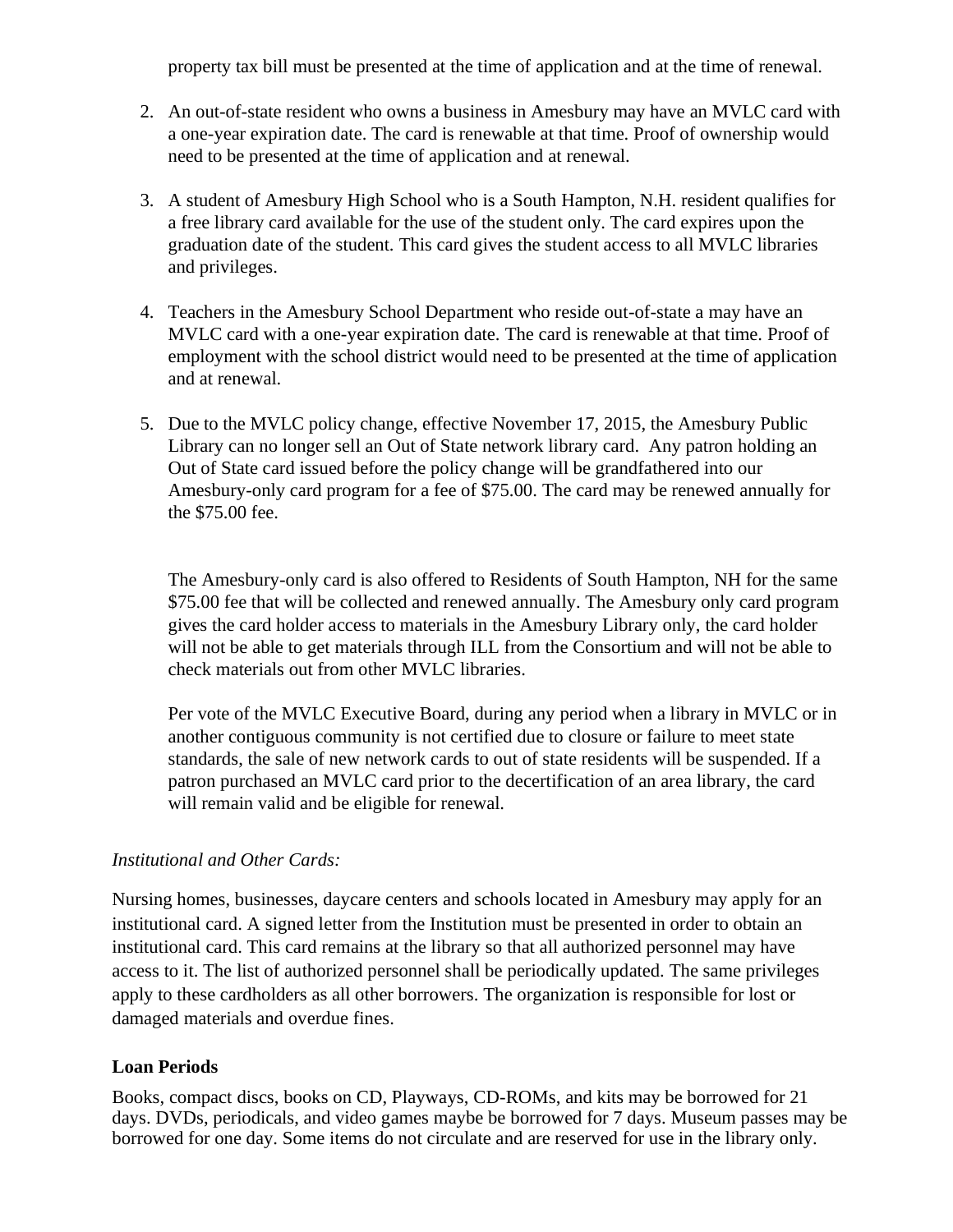property tax bill must be presented at the time of application and at the time of renewal.

2. An out-of-state resident who owns a business in Amesbury may have an MVLC card with a one-year expiration date. The card is renewable at that time. Proof of ownership would need to be presented at the time of application and at renewal.

3. A student of Amesbury High School who is a South Hampton, N.H. resident qualifies for a free library card available for the use of the student only. The card expires upon the graduation date of the student. This card gives the student access to all MVLC libraries and privileges.

4. Teachers in the Amesbury School Department who reside out-of-state a may have an MVLC card with a one-year expiration date. The card is renewable at that time. Proof of employment with the school district would need to be presented at the time of application and at renewal.

5. Due to the MVLC policy change, effective November 17, 2015, the Amesbury Public Library can no longer sell an Out of State network library card. Any patron holding an Out of State card issued before the policy change will be grandfathered into our Amesbury-only card program for a fee of $75.00. The card may be renewed annually for the $75.00 fee.

   The Amesbury-only card is also offered to Residents of South Hampton, NH for the same $75.00 fee that will be collected and renewed annually. The Amesbury only card program gives the card holder access to materials in the Amesbury Library only, the card holder will not be able to get materials through ILL from the Consortium and will not be able to check materials out from other MVLC libraries.

   Per vote of the MVLC Executive Board, during any period when a library in MVLC or in another contiguous community is not certified due to closure or failure to meet state standards, the sale of new network cards to out of state residents will be suspended. If a patron purchased an MVLC card prior to the decertification of an area library, the card will remain valid and be eligible for renewal.

*Institutional and Other Cards:*

Nursing homes, businesses, daycare centers and schools located in Amesbury may apply for an institutional card. A signed letter from the Institution must be presented in order to obtain an institutional card. This card remains at the library so that all authorized personnel may have access to it. The list of authorized personnel shall be periodically updated. The same privileges apply to these cardholders as all other borrowers. The organization is responsible for lost or damaged materials and overdue fines.

**Loan Periods**

Books, compact discs, books on CD, Playways, CD-ROMs, and kits may be borrowed for 21 days. DVDs, periodicals, and video games maybe be borrowed for 7 days. Museum passes may be borrowed for one day. Some items do not circulate and are reserved for use in the library only.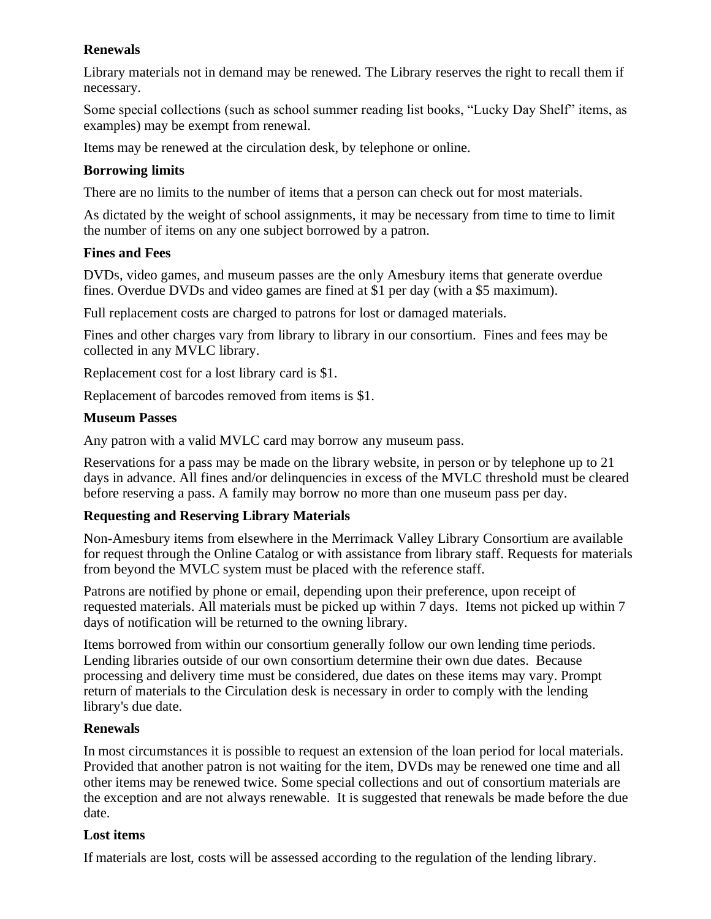### Renewals

Library materials not in demand may be renewed. The Library reserves the right to recall them if necessary.

Some special collections (such as school summer reading list books, "Lucky Day Shelf" items, as examples) may be exempt from renewal.

Items may be renewed at the circulation desk, by telephone or online.

### Borrowing limits

There are no limits to the number of items that a person can check out for most materials.

As dictated by the weight of school assignments, it may be necessary from time to time to limit the number of items on any one subject borrowed by a patron.

### Fines and Fees

DVDs, video games, and museum passes are the only Amesbury items that generate overdue fines. Overdue DVDs and video games are fined at $1 per day (with a $5 maximum).

Full replacement costs are charged to patrons for lost or damaged materials.

Fines and other charges vary from library to library in our consortium. Fines and fees may be collected in any MVLC library.

Replacement cost for a lost library card is $1.

Replacement of barcodes removed from items is $1.

### Museum Passes

Any patron with a valid MVLC card may borrow any museum pass.

Reservations for a pass may be made on the library website, in person or by telephone up to 21 days in advance. All fines and/or delinquencies in excess of the MVLC threshold must be cleared before reserving a pass. A family may borrow no more than one museum pass per day.

### Requesting and Reserving Library Materials

Non-Amesbury items from elsewhere in the Merrimack Valley Library Consortium are available for request through the Online Catalog or with assistance from library staff. Requests for materials from beyond the MVLC system must be placed with the reference staff.

Patrons are notified by phone or email, depending upon their preference, upon receipt of requested materials. All materials must be picked up within 7 days. Items not picked up within 7 days of notification will be returned to the owning library.

Items borrowed from within our consortium generally follow our own lending time periods. Lending libraries outside of our own consortium determine their own due dates. Because processing and delivery time must be considered, due dates on these items may vary. Prompt return of materials to the Circulation desk is necessary in order to comply with the lending library's due date.

### Renewals

In most circumstances it is possible to request an extension of the loan period for local materials. Provided that another patron is not waiting for the item, DVDs may be renewed one time and all other items may be renewed twice. Some special collections and out of consortium materials are the exception and are not always renewable. It is suggested that renewals be made before the due date.

### Lost items

If materials are lost, costs will be assessed according to the regulation of the lending library.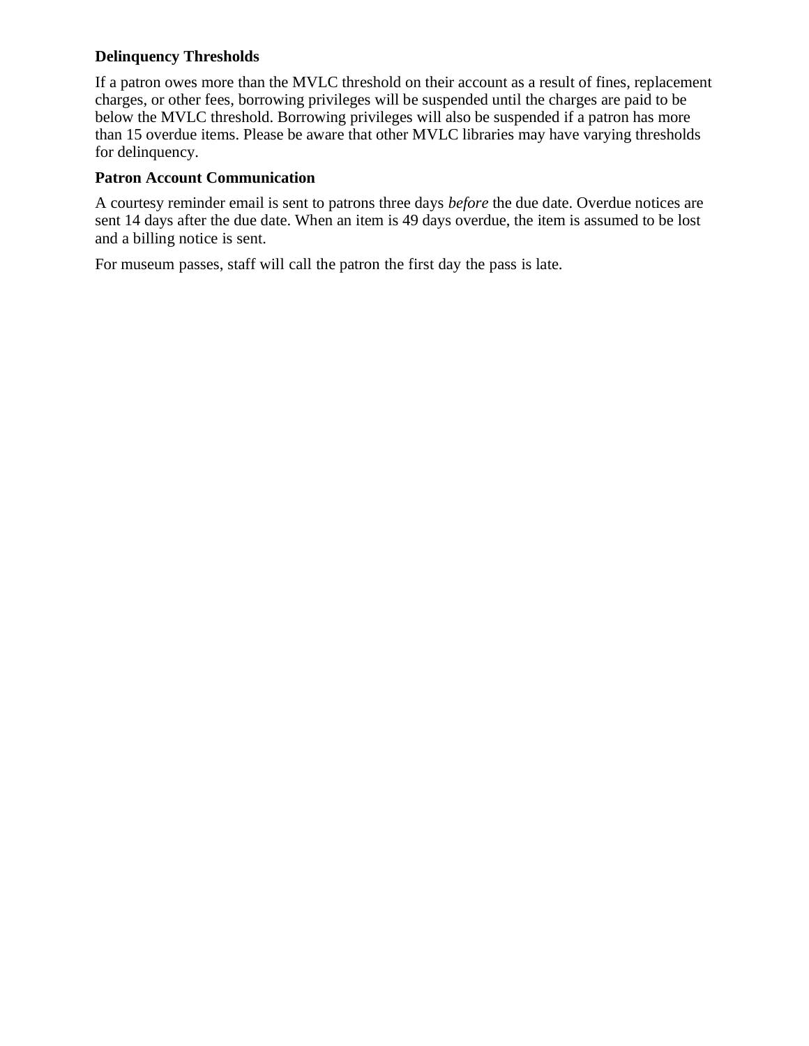**Delinquency Thresholds**

If a patron owes more than the MVLC threshold on their account as a result of fines, replacement charges, or other fees, borrowing privileges will be suspended until the charges are paid to be below the MVLC threshold. Borrowing privileges will also be suspended if a patron has more than 15 overdue items. Please be aware that other MVLC libraries may have varying thresholds for delinquency.

**Patron Account Communication**

A courtesy reminder email is sent to patrons three days *before* the due date. Overdue notices are sent 14 days after the due date. When an item is 49 days overdue, the item is assumed to be lost and a billing notice is sent.

For museum passes, staff will call the patron the first day the pass is late.